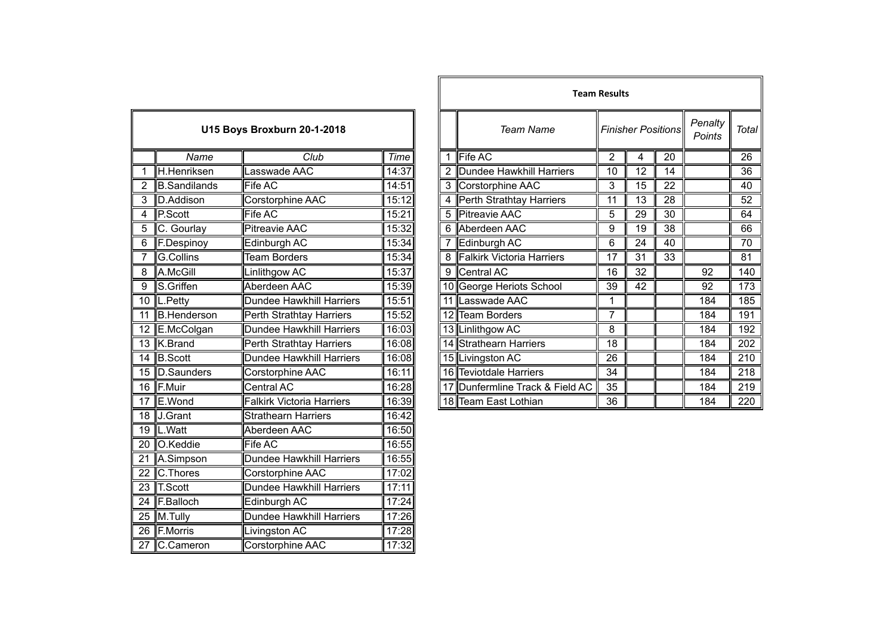## U15 Boys Broxburn 20-1-2018

| | Name | Club | Time |
|---|---|---|---|
| 1 | H.Henriksen | Lasswade AAC | 14:37 |
| 2 | B.Sandilands | Fife AC | 14:51 |
| 3 | D.Addison | Corstorphine AAC | 15:12 |
| 4 | P.Scott | Fife AC | 15:21 |
| 5 | C. Gourlay | Pitreavie AAC | 15:32 |
| 6 | F.Despinoy | Edinburgh AC | 15:34 |
| 7 | G.Collins | Team Borders | 15:34 |
| 8 | A.McGill | Linlithgow AC | 15:37 |
| 9 | S.Griffen | Aberdeen AAC | 15:39 |
| 10 | L.Petty | Dundee Hawkhill Harriers | 15:51 |
| 11 | B.Henderson | Perth Strathtay Harriers | 15:52 |
| 12 | E.McColgan | Dundee Hawkhill Harriers | 16:03 |
| 13 | K.Brand | Perth Strathtay Harriers | 16:08 |
| 14 | B.Scott | Dundee Hawkhill Harriers | 16:08 |
| 15 | D.Saunders | Corstorphine AAC | 16:11 |
| 16 | F.Muir | Central AC | 16:28 |
| 17 | E.Wond | Falkirk Victoria Harriers | 16:39 |
| 18 | J.Grant | Strathearn Harriers | 16:42 |
| 19 | L.Watt | Aberdeen AAC | 16:50 |
| 20 | O.Keddie | Fife AC | 16:55 |
| 21 | A.Simpson | Dundee Hawkhill Harriers | 16:55 |
| 22 | C.Thores | Corstorphine AAC | 17:02 |
| 23 | T.Scott | Dundee Hawkhill Harriers | 17:11 |
| 24 | F.Balloch | Edinburgh AC | 17:24 |
| 25 | M.Tully | Dundee Hawkhill Harriers | 17:26 |
| 26 | F.Morris | Livingston AC | 17:28 |
| 27 | C.Cameron | Corstorphine AAC | 17:32 |

## Team Results

| | Team Name | Finisher Positions | | | Penalty Points | Total |
|---|---|---|---|---|---|---|
| 1 | Fife AC | 2 | 4 | 20 | | 26 |
| 2 | Dundee Hawkhill Harriers | 10 | 12 | 14 | | 36 |
| 3 | Corstorphine AAC | 3 | 15 | 22 | | 40 |
| 4 | Perth Strathtay Harriers | 11 | 13 | 28 | | 52 |
| 5 | Pitreavie AAC | 5 | 29 | 30 | | 64 |
| 6 | Aberdeen AAC | 9 | 19 | 38 | | 66 |
| 7 | Edinburgh AC | 6 | 24 | 40 | | 70 |
| 8 | Falkirk Victoria Harriers | 17 | 31 | 33 | | 81 |
| 9 | Central AC | 16 | 32 | | 92 | 140 |
| 10 | George Heriots School | 39 | 42 | | 92 | 173 |
| 11 | Lasswade AAC | 1 | | | 184 | 185 |
| 12 | Team Borders | 7 | | | 184 | 191 |
| 13 | Linlithgow AC | 8 | | | 184 | 192 |
| 14 | Strathearn Harriers | 18 | | | 184 | 202 |
| 15 | Livingston AC | 26 | | | 184 | 210 |
| 16 | Teviotdale Harriers | 34 | | | 184 | 218 |
| 17 | Dunfermline Track & Field AC | 35 | | | 184 | 219 |
| 18 | Team East Lothian | 36 | | | 184 | 220 |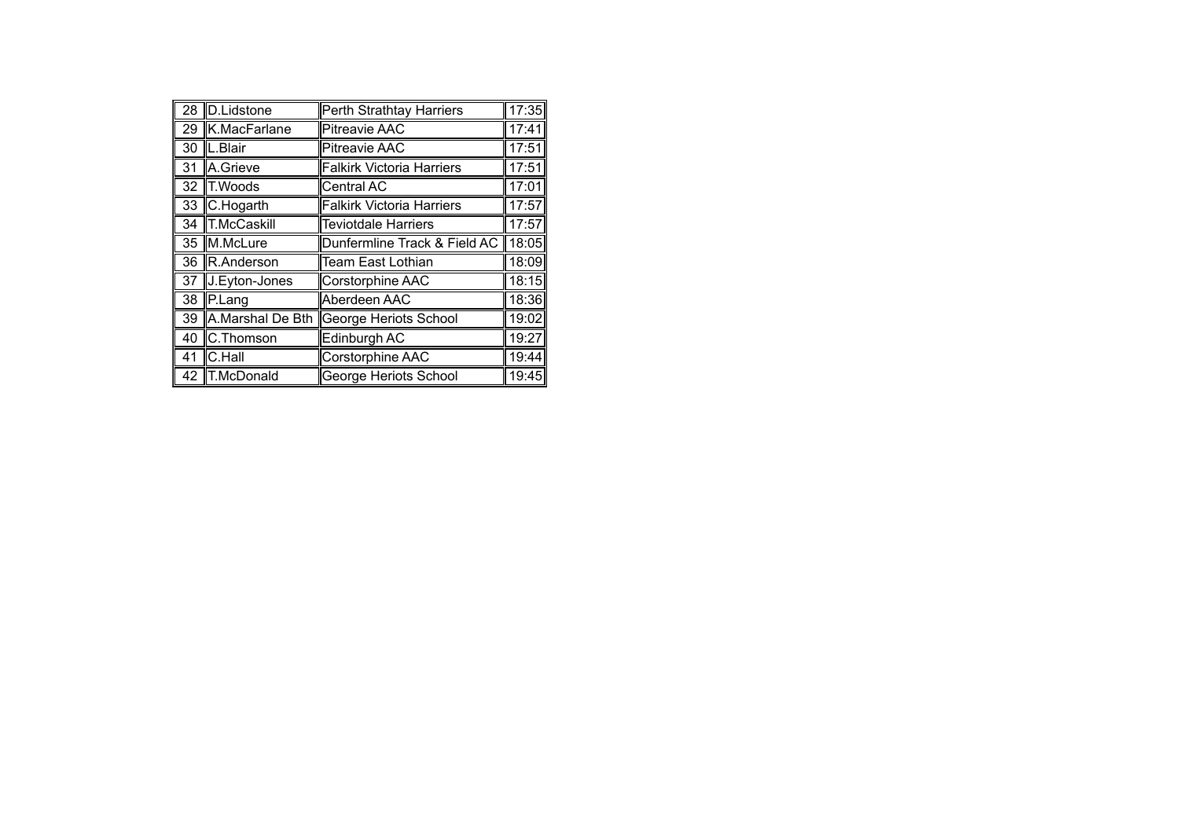| | | | |
|---|---|---|---|
| 28 | D.Lidstone | Perth Strathtay Harriers | 17:35 |
| 29 | K.MacFarlane | Pitreavie AAC | 17:41 |
| 30 | L.Blair | Pitreavie AAC | 17:51 |
| 31 | A.Grieve | Falkirk Victoria Harriers | 17:51 |
| 32 | T.Woods | Central AC | 17:01 |
| 33 | C.Hogarth | Falkirk Victoria Harriers | 17:57 |
| 34 | T.McCaskill | Teviotdale Harriers | 17:57 |
| 35 | M.McLure | Dunfermline Track & Field AC | 18:05 |
| 36 | R.Anderson | Team East Lothian | 18:09 |
| 37 | J.Eyton-Jones | Corstorphine AAC | 18:15 |
| 38 | P.Lang | Aberdeen AAC | 18:36 |
| 39 | A.Marshal De Bth | George Heriots School | 19:02 |
| 40 | C.Thomson | Edinburgh AC | 19:27 |
| 41 | C.Hall | Corstorphine AAC | 19:44 |
| 42 | T.McDonald | George Heriots School | 19:45 |